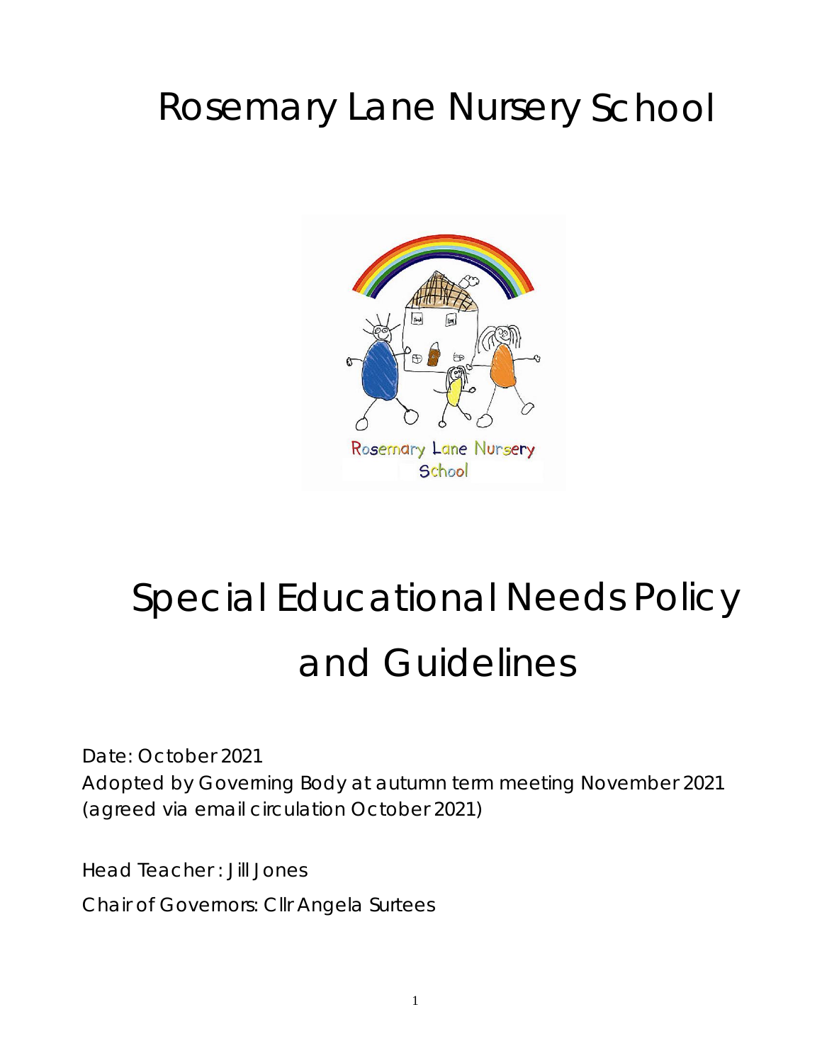# Rosemary Lane Nursery School

# Special Educational Needs Policy and Guidelines

Date: October 2021

Adopted by Governing Body at autumn term meeting November 2021 (agreed via email circulation October 2021)

Head Teacher : Jill Jones

Chair of Governors: Cllr Angela Surtees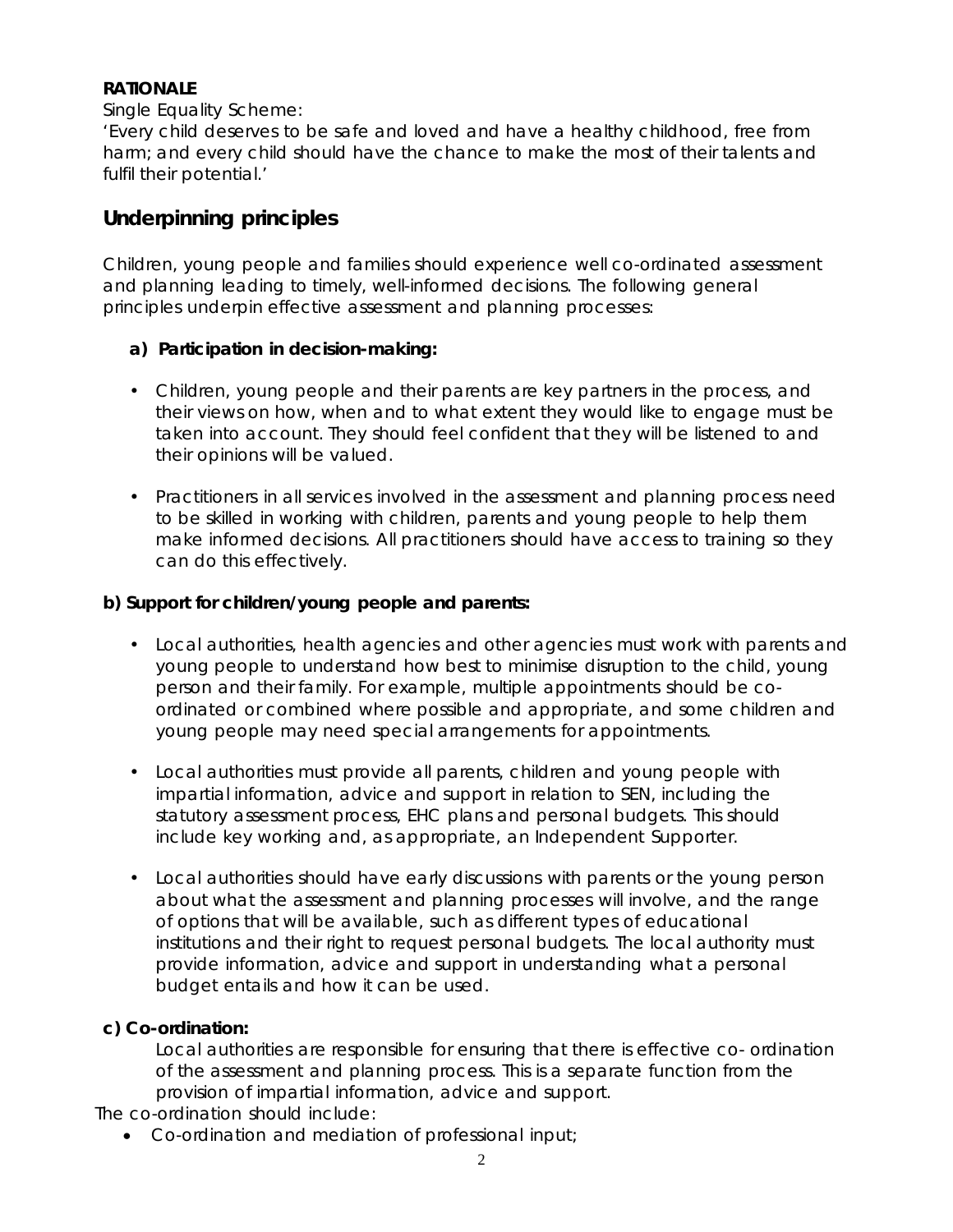**RATIONALE**

Single Equality Scheme:

'Every child deserves to be safe and loved and have a healthy childhood, free from harm; and every child should have the chance to make the most of their talents and fulfil their potential.'

## Underpinning principles

Children, young people and families should experience well co-ordinated assessment and planning leading to timely, well-informed decisions. The following general principles underpin effective assessment and planning processes:

**a) Participation in decision-making:**

- Children, young people and their parents are key partners in the process, and their views on how, when and to what extent they would like to engage must be taken into account. They should feel confident that they will be listened to and their opinions will be valued.
- Practitioners in all services involved in the assessment and planning process need to be skilled in working with children, parents and young people to help them make informed decisions. All practitioners should have access to training so they can do this effectively.

**b) Support for children/young people and parents:**

- Local authorities, health agencies and other agencies must work with parents and young people to understand how best to minimise disruption to the child, young person and their family. For example, multiple appointments should be co-ordinated or combined where possible and appropriate, and some children and young people may need special arrangements for appointments.
- Local authorities must provide all parents, children and young people with impartial information, advice and support in relation to SEN, including the statutory assessment process, EHC plans and personal budgets. This should include key working and, as appropriate, an Independent Supporter.
- Local authorities should have early discussions with parents or the young person about what the assessment and planning processes will involve, and the range of options that will be available, such as different types of educational institutions and their right to request personal budgets. The local authority must provide information, advice and support in understanding what a personal budget entails and how it can be used.

**c) Co-ordination:**

Local authorities are responsible for ensuring that there is effective co- ordination of the assessment and planning process. This is a separate function from the provision of impartial information, advice and support.

The co-ordination should include:

- Co-ordination and mediation of professional input;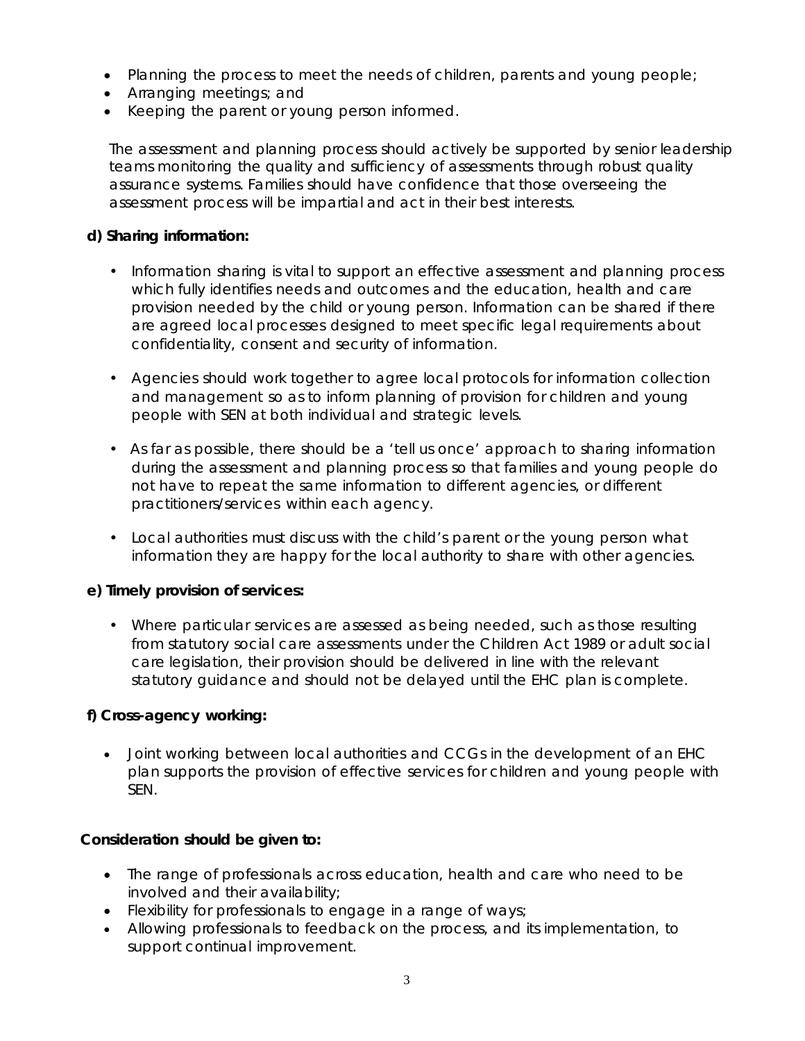- Planning the process to meet the needs of children, parents and young people;
- Arranging meetings; and
- Keeping the parent or young person informed.

The assessment and planning process should actively be supported by senior leadership teams monitoring the quality and sufficiency of assessments through robust quality assurance systems. Families should have confidence that those overseeing the assessment process will be impartial and act in their best interests.

**d) Sharing information:**

- Information sharing is vital to support an effective assessment and planning process which fully identifies needs and outcomes and the education, health and care provision needed by the child or young person. Information can be shared if there are agreed local processes designed to meet specific legal requirements about confidentiality, consent and security of information.

- Agencies should work together to agree local protocols for information collection and management so as to inform planning of provision for children and young people with SEN at both individual and strategic levels.

- As far as possible, there should be a 'tell us once' approach to sharing information during the assessment and planning process so that families and young people do not have to repeat the same information to different agencies, or different practitioners/services within each agency.

- Local authorities must discuss with the child's parent or the young person what information they are happy for the local authority to share with other agencies.

**e) Timely provision of services:**

- Where particular services are assessed as being needed, such as those resulting from statutory social care assessments under the Children Act 1989 or adult social care legislation, their provision should be delivered in line with the relevant statutory guidance and should not be delayed until the EHC plan is complete.

**f) Cross-agency working:**

- Joint working between local authorities and CCGs in the development of an EHC plan supports the provision of effective services for children and young people with SEN.

**Consideration should be given to:**

- The range of professionals across education, health and care who need to be involved and their availability;
- Flexibility for professionals to engage in a range of ways;
- Allowing professionals to feedback on the process, and its implementation, to support continual improvement.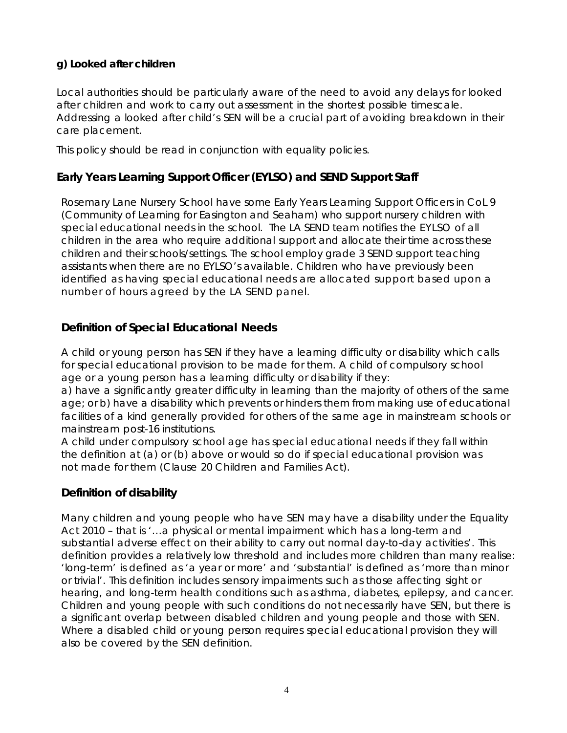**g) Looked after children**

Local authorities should be particularly aware of the need to avoid any delays for looked after children and work to carry out assessment in the shortest possible timescale. Addressing a looked after child's SEN will be a crucial part of avoiding breakdown in their care placement.

This policy should be read in conjunction with equality policies.

## Early Years Learning Support Officer (EYLSO) and SEND Support Staff

Rosemary Lane Nursery School have some Early Years Learning Support Officers in CoL 9 (Community of Learning for Easington and Seaham) who support nursery children with special educational needs in the school. The LA SEND team notifies the EYLSO of all children in the area who require additional support and allocate their time across these children and their schools/settings. The school employ grade 3 SEND support teaching assistants when there are no EYLSO's available. Children who have previously been identified as having special educational needs are allocated support based upon a number of hours agreed by the LA SEND panel.

## Definition of Special Educational Needs

A child or young person has SEN if they have a learning difficulty or disability which calls for special educational provision to be made for them. A child of compulsory school age or a young person has a learning difficulty or disability if they:
a) have a significantly greater difficulty in learning than the majority of others of the same age; or b) have a disability which prevents or hinders them from making use of educational facilities of a kind generally provided for others of the same age in mainstream schools or mainstream post-16 institutions.
A child under compulsory school age has special educational needs if they fall within the definition at (a) or (b) above or would so do if special educational provision was not made for them (Clause 20 Children and Families Act).

## Definition of disability

Many children and young people who have SEN may have a disability under the Equality Act 2010 – that is '…a physical or mental impairment which has a long-term and substantial adverse effect on their ability to carry out normal day-to-day activities'. This definition provides a relatively low threshold and includes more children than many realise: 'long-term' is defined as 'a year or more' and 'substantial' is defined as 'more than minor or trivial'. This definition includes sensory impairments such as those affecting sight or hearing, and long-term health conditions such as asthma, diabetes, epilepsy, and cancer. Children and young people with such conditions do not necessarily have SEN, but there is a significant overlap between disabled children and young people and those with SEN. Where a disabled child or young person requires special educational provision they will also be covered by the SEN definition.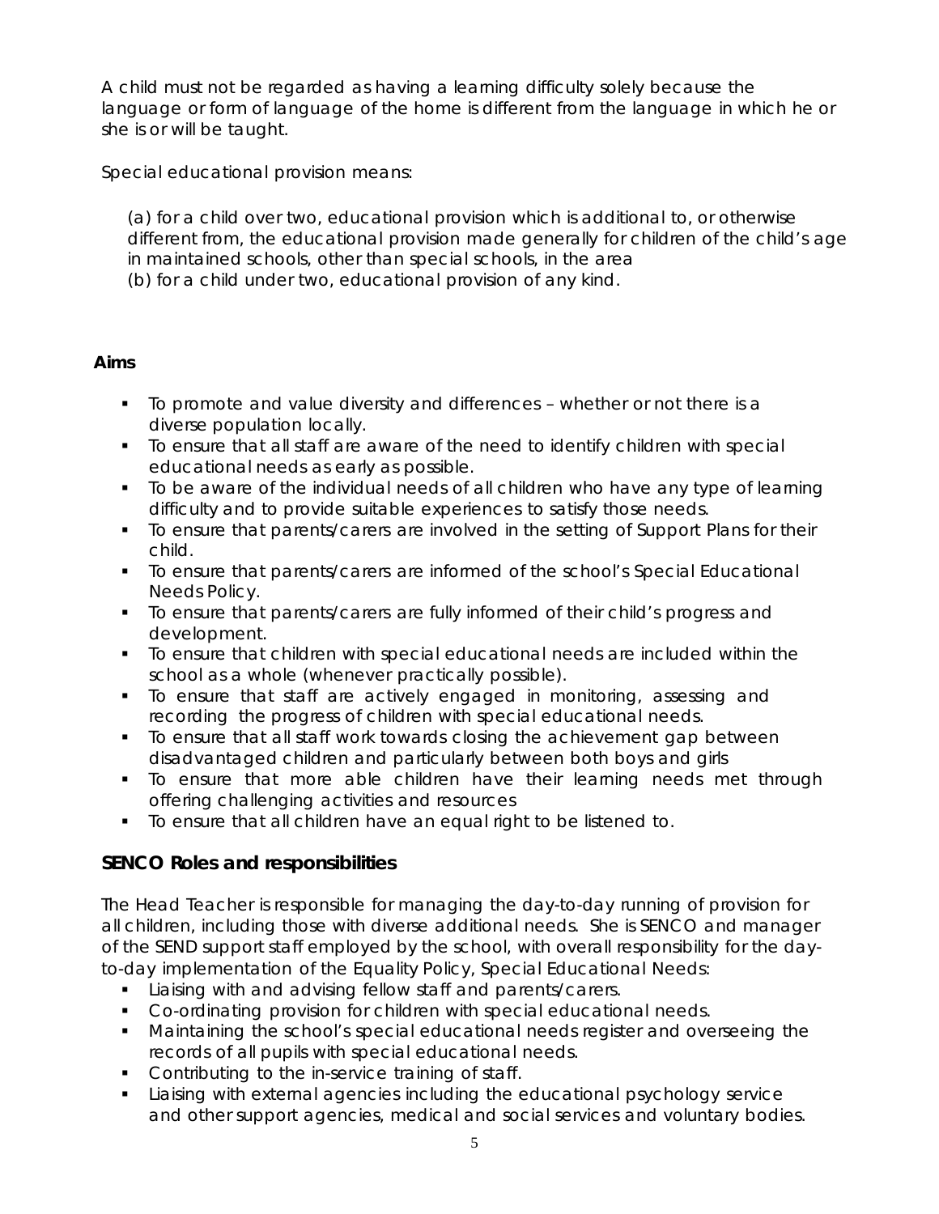A child must not be regarded as having a learning difficulty solely because the language or form of language of the home is different from the language in which he or she is or will be taught.

Special educational provision means:

(a) for a child over two, educational provision which is additional to, or otherwise different from, the educational provision made generally for children of the child's age in maintained schools, other than special schools, in the area
(b) for a child under two, educational provision of any kind.

## Aims

- To promote and value diversity and differences – whether or not there is a diverse population locally.
- To ensure that all staff are aware of the need to identify children with special educational needs as early as possible.
- To be aware of the individual needs of all children who have any type of learning difficulty and to provide suitable experiences to satisfy those needs.
- To ensure that parents/carers are involved in the setting of Support Plans for their child.
- To ensure that parents/carers are informed of the school's Special Educational Needs Policy.
- To ensure that parents/carers are fully informed of their child's progress and development.
- To ensure that children with special educational needs are included within the school as a whole (whenever practically possible).
- To ensure that staff are actively engaged in monitoring, assessing and recording the progress of children with special educational needs.
- To ensure that all staff work towards closing the achievement gap between disadvantaged children and particularly between both boys and girls
- To ensure that more able children have their learning needs met through offering challenging activities and resources
- To ensure that all children have an equal right to be listened to.

## SENCO Roles and responsibilities

The Head Teacher is responsible for managing the day-to-day running of provision for all children, including those with diverse additional needs. She is SENCO and manager of the SEND support staff employed by the school, with overall responsibility for the day-to-day implementation of the Equality Policy, Special Educational Needs:

- Liaising with and advising fellow staff and parents/carers.
- Co-ordinating provision for children with special educational needs.
- Maintaining the school's special educational needs register and overseeing the records of all pupils with special educational needs.
- Contributing to the in-service training of staff.
- Liaising with external agencies including the educational psychology service and other support agencies, medical and social services and voluntary bodies.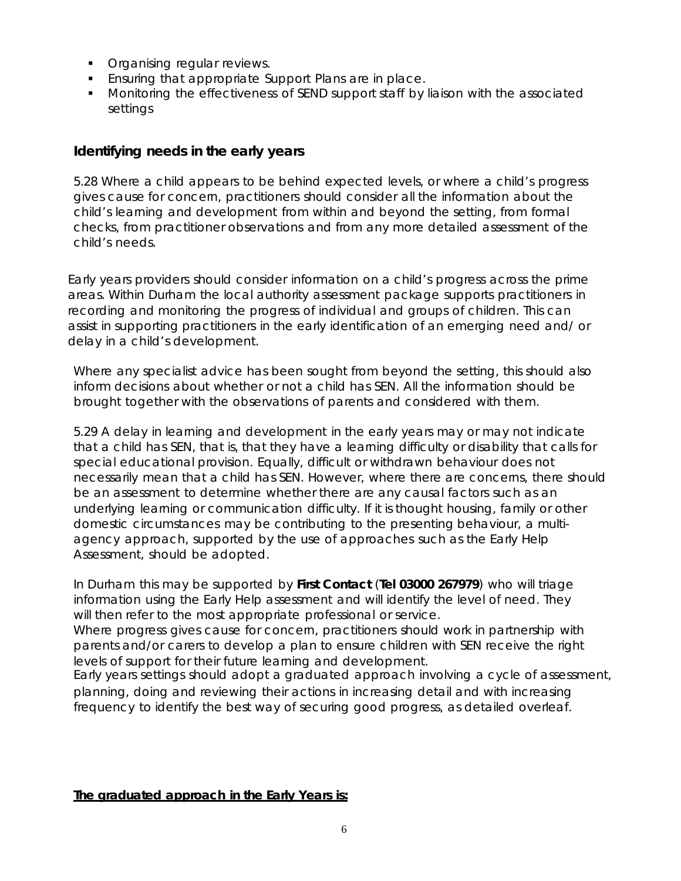- Organising regular reviews.
- Ensuring that appropriate Support Plans are in place.
- Monitoring the effectiveness of SEND support staff by liaison with the associated settings

## Identifying needs in the early years

5.28 Where a child appears to be behind expected levels, or where a child's progress gives cause for concern, practitioners should consider all the information about the child's learning and development from within and beyond the setting, from formal checks, from practitioner observations and from any more detailed assessment of the child's needs.

Early years providers should consider information on a child's progress across the prime areas. Within Durham the local authority assessment package supports practitioners in recording and monitoring the progress of individual and groups of children. This can assist in supporting practitioners in the early identification of an emerging need and/ or delay in a child's development.

Where any specialist advice has been sought from beyond the setting, this should also inform decisions about whether or not a child has SEN. All the information should be brought together with the observations of parents and considered with them.

5.29 A delay in learning and development in the early years may or may not indicate that a child has SEN, that is, that they have a learning difficulty or disability that calls for special educational provision. Equally, difficult or withdrawn behaviour does not necessarily mean that a child has SEN. However, where there are concerns, there should be an assessment to determine whether there are any causal factors such as an underlying learning or communication difficulty. If it is thought housing, family or other domestic circumstances may be contributing to the presenting behaviour, a multi-agency approach, supported by the use of approaches such as the Early Help Assessment, should be adopted.

In Durham this may be supported by **First Contact** (**Tel 03000 267979**) who will triage information using the Early Help assessment and will identify the level of need. They will then refer to the most appropriate professional or service.
Where progress gives cause for concern, practitioners should work in partnership with parents and/or carers to develop a plan to ensure children with SEN receive the right levels of support for their future learning and development.
Early years settings should adopt a graduated approach involving a cycle of assessment, planning, doing and reviewing their actions in increasing detail and with increasing frequency to identify the best way of securing good progress, as detailed overleaf.

**The graduated approach in the Early Years is:**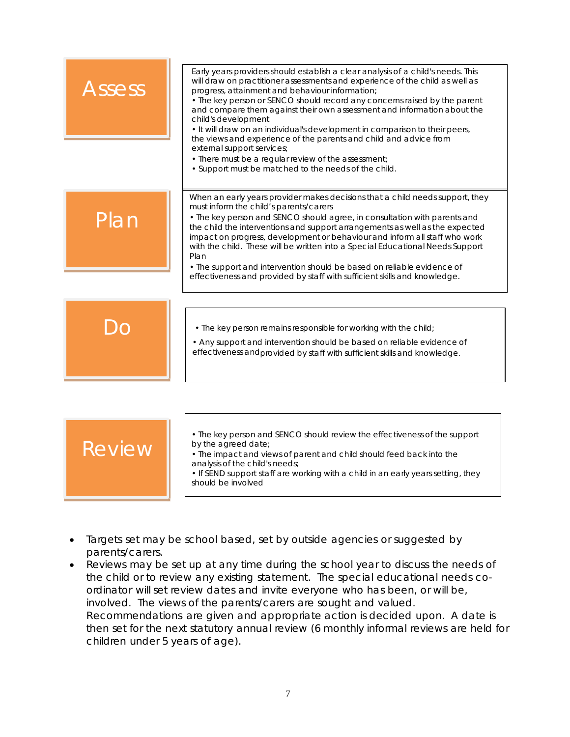### Assess

Early years providers should establish a clear analysis of a child's needs. This will draw on practitioner assessments and experience of the child as well as progress, attainment and behaviour information;

- The key person or SENCO should record any concerns raised by the parent and compare them against their own assessment and information about the child's development
- It will draw on an individual's development in comparison to their peers, the views and experience of the parents and child and advice from external support services;
- There must be a regular review of the assessment;
- Support must be matched to the needs of the child.

### Plan

When an early years provider makes decisions that a child needs support, they must inform the child's parents/carers

- The key person and SENCO should agree, in consultation with parents and the child the interventions and support arrangements as well as the expected impact on progress, development or behaviour and inform all staff who work with the child. These will be written into a Special Educational Needs Support Plan
- The support and intervention should be based on reliable evidence of effectiveness and provided by staff with sufficient skills and knowledge.

### Do

- The key person remains responsible for working with the child;
- Any support and intervention should be based on reliable evidence of effectiveness and provided by staff with sufficient skills and knowledge.

### Review

- The key person and SENCO should review the effectiveness of the support by the agreed date;
- The impact and views of parent and child should feed back into the analysis of the child's needs;
- If SEND support staff are working with a child in an early years setting, they should be involved

- Targets set may be school based, set by outside agencies or suggested by parents/carers.
- Reviews may be set up at any time during the school year to discuss the needs of the child or to review any existing statement. The special educational needs co-ordinator will set review dates and invite everyone who has been, or will be, involved. The views of the parents/carers are sought and valued. Recommendations are given and appropriate action is decided upon. A date is then set for the next statutory annual review (6 monthly informal reviews are held for children under 5 years of age).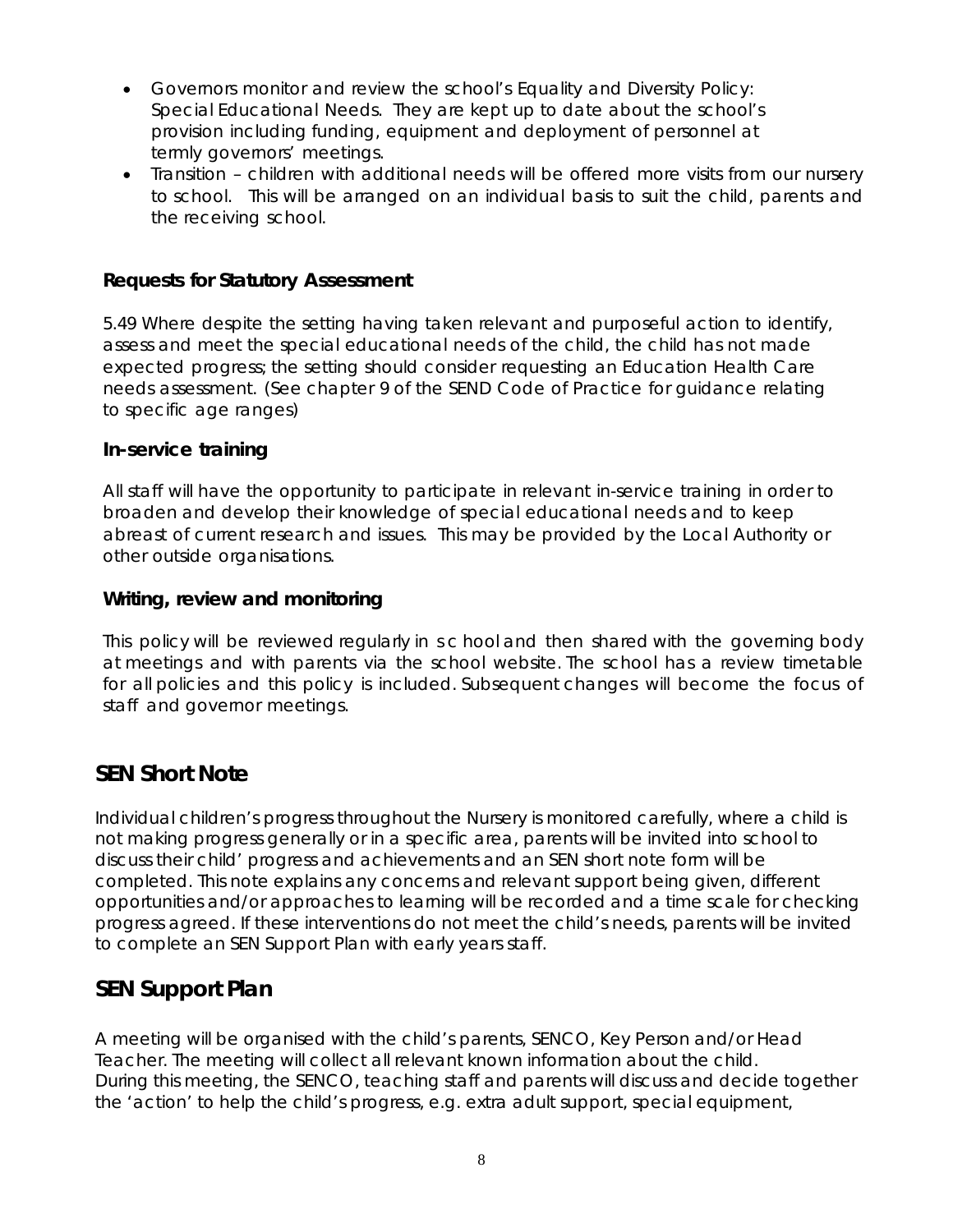- Governors monitor and review the school's Equality and Diversity Policy: Special Educational Needs. They are kept up to date about the school's provision including funding, equipment and deployment of personnel at termly governors' meetings.
- Transition – children with additional needs will be offered more visits from our nursery to school. This will be arranged on an individual basis to suit the child, parents and the receiving school.

### Requests for Statutory Assessment

5.49 Where despite the setting having taken relevant and purposeful action to identify, assess and meet the special educational needs of the child, the child has not made expected progress; the setting should consider requesting an Education Health Care needs assessment. (See chapter 9 of the SEND Code of Practice for guidance relating to specific age ranges)

### In-service training

All staff will have the opportunity to participate in relevant in-service training in order to broaden and develop their knowledge of special educational needs and to keep abreast of current research and issues. This may be provided by the Local Authority or other outside organisations.

### Writing, review and monitoring

This policy will be reviewed regularly in school and then shared with the governing body at meetings and with parents via the school website. The school has a review timetable for all policies and this policy is included. Subsequent changes will become the focus of staff and governor meetings.

## SEN Short Note

Individual children's progress throughout the Nursery is monitored carefully, where a child is not making progress generally or in a specific area, parents will be invited into school to discuss their child' progress and achievements and an SEN short note form will be completed. This note explains any concerns and relevant support being given, different opportunities and/or approaches to learning will be recorded and a time scale for checking progress agreed. If these interventions do not meet the child's needs, parents will be invited to complete an SEN Support Plan with early years staff.

## SEN Support Plan

A meeting will be organised with the child's parents, SENCO, Key Person and/or Head Teacher. The meeting will collect all relevant known information about the child.
During this meeting, the SENCO, teaching staff and parents will discuss and decide together the 'action' to help the child's progress, e.g. extra adult support, special equipment,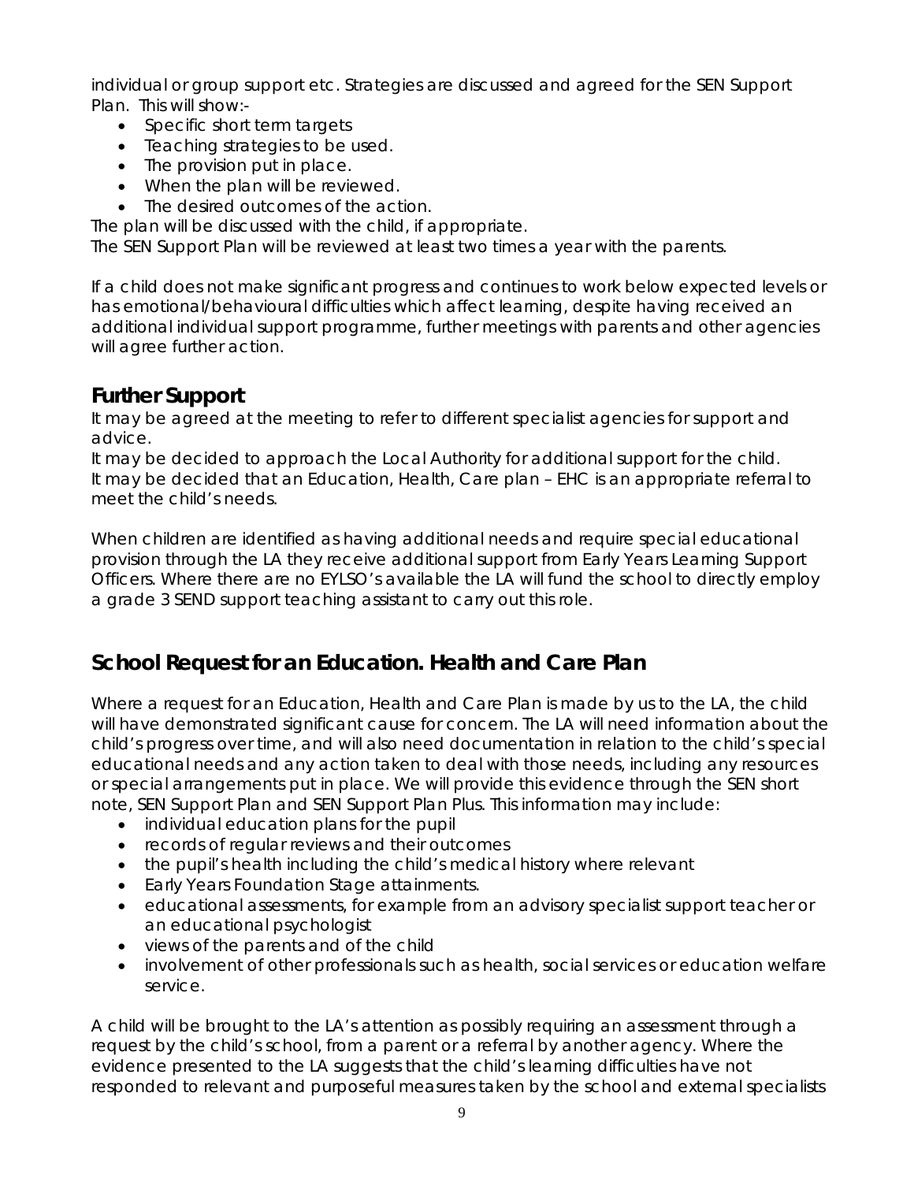individual or group support etc. Strategies are discussed and agreed for the SEN Support Plan. This will show:-

- Specific short term targets
- Teaching strategies to be used.
- The provision put in place.
- When the plan will be reviewed.
- The desired outcomes of the action.

The plan will be discussed with the child, if appropriate.
The SEN Support Plan will be reviewed at least two times a year with the parents.

If a child does not make significant progress and continues to work below expected levels or has emotional/behavioural difficulties which affect learning, despite having received an additional individual support programme, further meetings with parents and other agencies will agree further action.

## Further Support

It may be agreed at the meeting to refer to different specialist agencies for support and advice.
It may be decided to approach the Local Authority for additional support for the child.
It may be decided that an Education, Health, Care plan – EHC is an appropriate referral to meet the child's needs.

When children are identified as having additional needs and require special educational provision through the LA they receive additional support from Early Years Learning Support Officers. Where there are no EYLSO's available the LA will fund the school to directly employ a grade 3 SEND support teaching assistant to carry out this role.

## School Request for an Education. Health and Care Plan

Where a request for an Education, Health and Care Plan is made by us to the LA, the child will have demonstrated significant cause for concern. The LA will need information about the child's progress over time, and will also need documentation in relation to the child's special educational needs and any action taken to deal with those needs, including any resources or special arrangements put in place. We will provide this evidence through the SEN short note, SEN Support Plan and SEN Support Plan Plus. This information may include:

- individual education plans for the pupil
- records of regular reviews and their outcomes
- the pupil's health including the child's medical history where relevant
- Early Years Foundation Stage attainments.
- educational assessments, for example from an advisory specialist support teacher or an educational psychologist
- views of the parents and of the child
- involvement of other professionals such as health, social services or education welfare service.

A child will be brought to the LA's attention as possibly requiring an assessment through a request by the child's school, from a parent or a referral by another agency. Where the evidence presented to the LA suggests that the child's learning difficulties have not responded to relevant and purposeful measures taken by the school and external specialists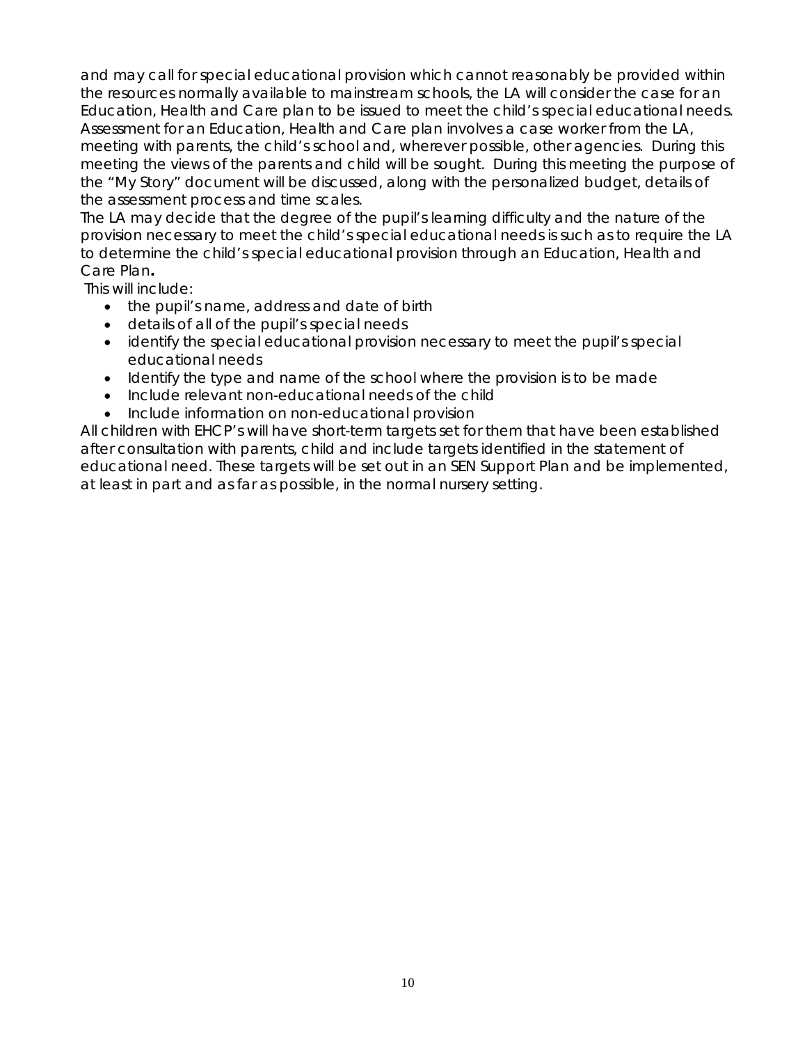and may call for special educational provision which cannot reasonably be provided within the resources normally available to mainstream schools, the LA will consider the case for an Education, Health and Care plan to be issued to meet the child's special educational needs. Assessment for an Education, Health and Care plan involves a case worker from the LA, meeting with parents, the child's school and, wherever possible, other agencies. During this meeting the views of the parents and child will be sought. During this meeting the purpose of the "My Story" document will be discussed, along with the personalized budget, details of the assessment process and time scales.

The LA may decide that the degree of the pupil's learning difficulty and the nature of the provision necessary to meet the child's special educational needs is such as to require the LA to determine the child's special educational provision through an Education, Health and Care Plan**.**

This will include:

- the pupil's name, address and date of birth
- details of all of the pupil's special needs
- identify the special educational provision necessary to meet the pupil's special educational needs
- Identify the type and name of the school where the provision is to be made
- Include relevant non-educational needs of the child
- Include information on non-educational provision

All children with EHCP's will have short-term targets set for them that have been established after consultation with parents, child and include targets identified in the statement of educational need. These targets will be set out in an SEN Support Plan and be implemented, at least in part and as far as possible, in the normal nursery setting.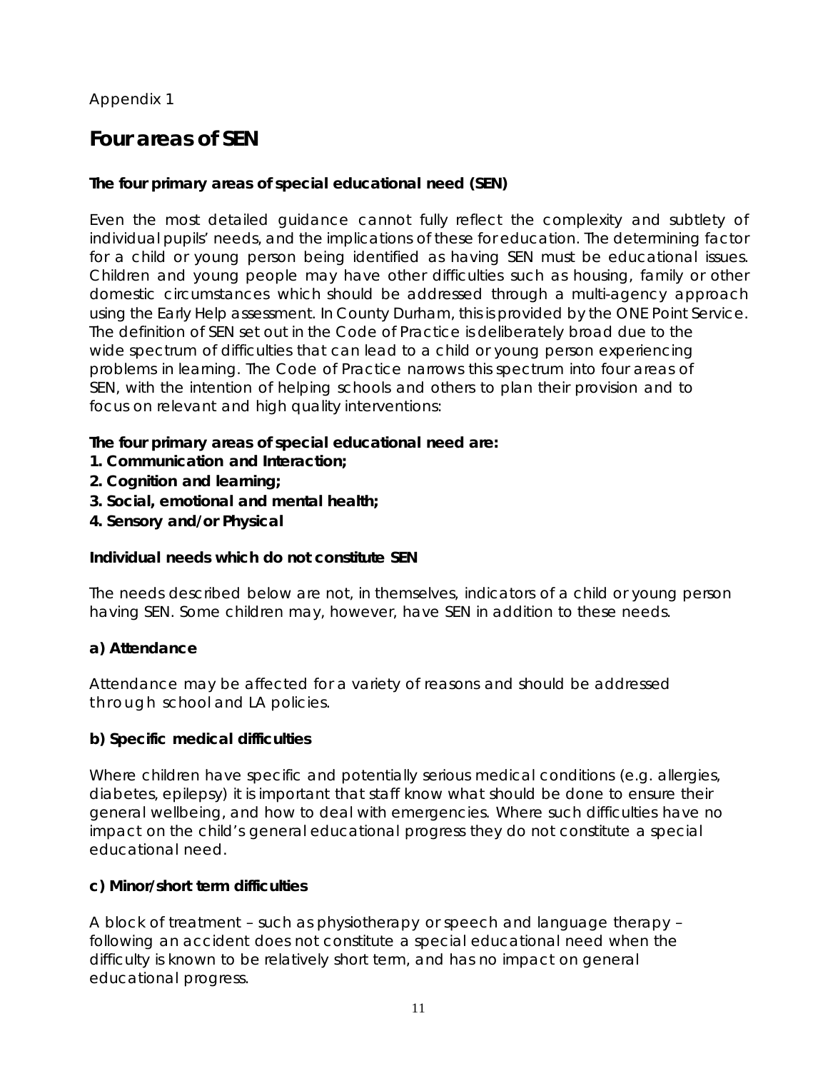Appendix 1

# Four areas of SEN

**The four primary areas of special educational need (SEN)**

Even the most detailed guidance cannot fully reflect the complexity and subtlety of individual pupils' needs, and the implications of these for education. The determining factor for a child or young person being identified as having SEN must be educational issues. Children and young people may have other difficulties such as housing, family or other domestic circumstances which should be addressed through a multi-agency approach using the Early Help assessment. In County Durham, this is provided by the ONE Point Service. The definition of SEN set out in the Code of Practice is deliberately broad due to the wide spectrum of difficulties that can lead to a child or young person experiencing problems in learning. The Code of Practice narrows this spectrum into four areas of SEN, with the intention of helping schools and others to plan their provision and to focus on relevant and high quality interventions:

**The four primary areas of special educational need are:**

1. **Communication and Interaction;**
2. **Cognition and learning;**
3. **Social, emotional and mental health;**
4. **Sensory and/or Physical**

**Individual needs which do not constitute SEN**

The needs described below are not, in themselves, indicators of a child or young person having SEN. Some children may, however, have SEN in addition to these needs.

**a) Attendance**

Attendance may be affected for a variety of reasons and should be addressed through school and LA policies.

**b) Specific medical difficulties**

Where children have specific and potentially serious medical conditions (e.g. allergies, diabetes, epilepsy) it is important that staff know what should be done to ensure their general wellbeing, and how to deal with emergencies. Where such difficulties have no impact on the child's general educational progress they do not constitute a special educational need.

**c) Minor/short term difficulties**

A block of treatment – such as physiotherapy or speech and language therapy – following an accident does not constitute a special educational need when the difficulty is known to be relatively short term, and has no impact on general educational progress.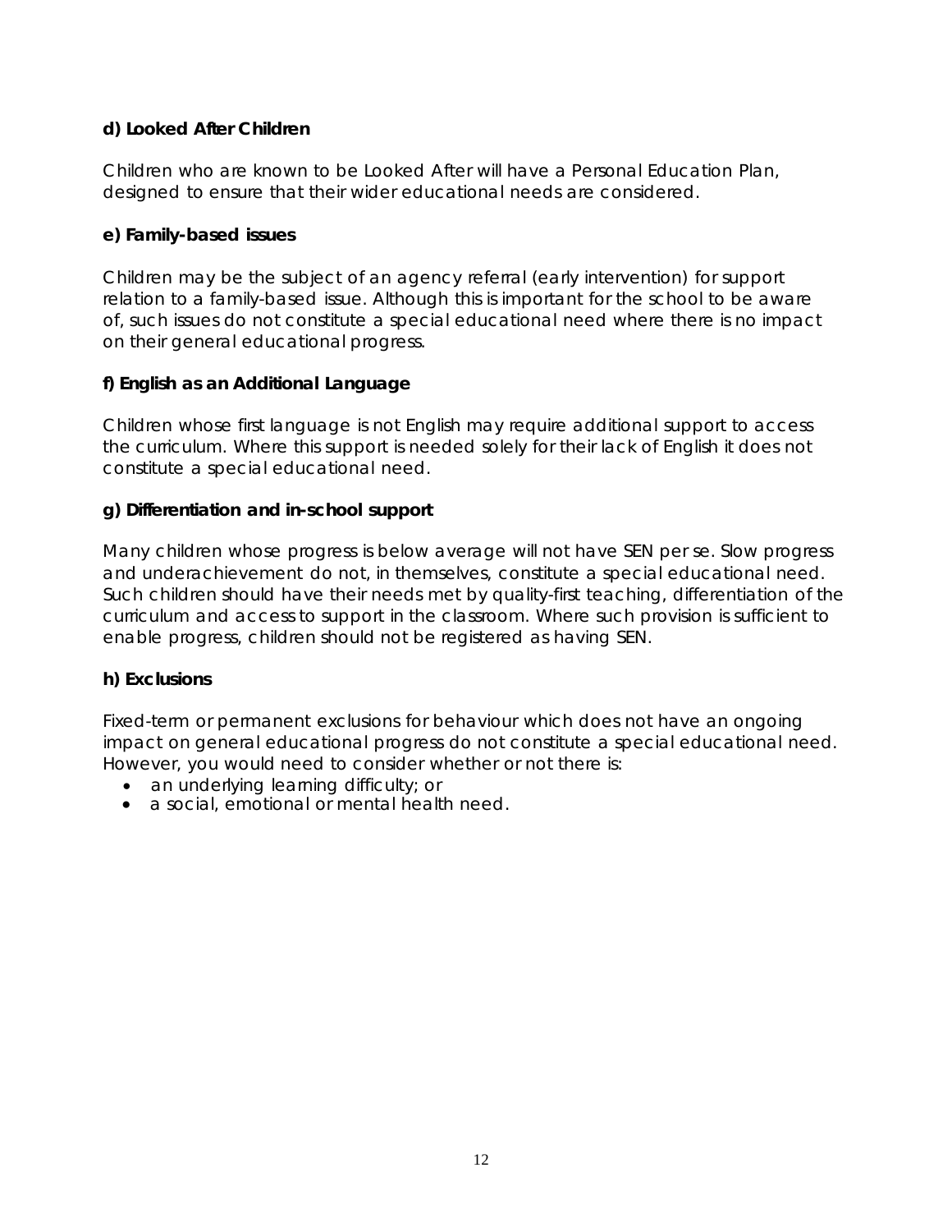**d) Looked After Children**

Children who are known to be Looked After will have a Personal Education Plan, designed to ensure that their wider educational needs are considered.

**e) Family-based issues**

Children may be the subject of an agency referral (early intervention) for support relation to a family-based issue. Although this is important for the school to be aware of, such issues do not constitute a special educational need where there is no impact on their general educational progress.

**f) English as an Additional Language**

Children whose first language is not English may require additional support to access the curriculum. Where this support is needed solely for their lack of English it does not constitute a special educational need.

**g) Differentiation and in-school support**

Many children whose progress is below average will not have SEN per se. Slow progress and underachievement do not, in themselves, constitute a special educational need. Such children should have their needs met by quality-first teaching, differentiation of the curriculum and access to support in the classroom. Where such provision is sufficient to enable progress, children should not be registered as having SEN.

**h) Exclusions**

Fixed-term or permanent exclusions for behaviour which does not have an ongoing impact on general educational progress do not constitute a special educational need. However, you would need to consider whether or not there is:

- an underlying learning difficulty; or
- a social, emotional or mental health need.